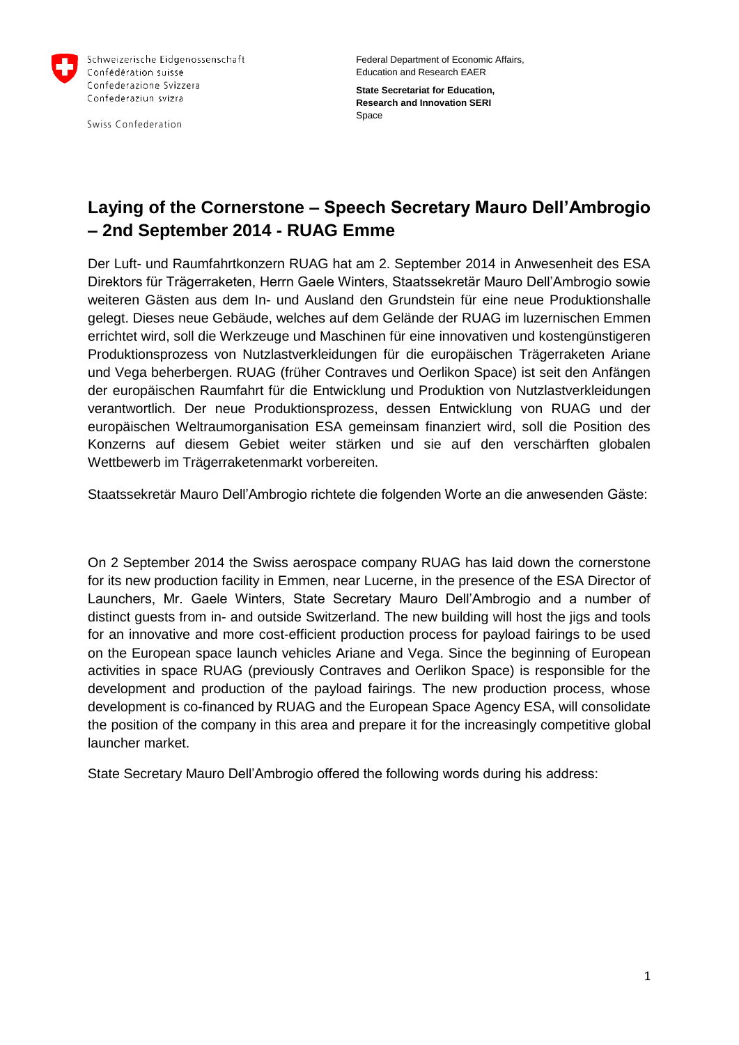Schweizerische Eidgenossenschaft
Confédération suisse
Confederazione Svizzera
Confederaziun svizra

Swiss Confederation

Federal Department of Economic Affairs,
Education and Research EAER

**State Secretariat for Education,**
**Research and Innovation SERI**
Space

# Laying of the Cornerstone – Speech Secretary Mauro Dell'Ambrogio – 2nd September 2014 - RUAG Emme

Der Luft- und Raumfahrtkonzern RUAG hat am 2. September 2014 in Anwesenheit des ESA Direktors für Trägerraketen, Herrn Gaele Winters, Staatssekretär Mauro Dell'Ambrogio sowie weiteren Gästen aus dem In- und Ausland den Grundstein für eine neue Produktionshalle gelegt. Dieses neue Gebäude, welches auf dem Gelände der RUAG im luzernischen Emmen errichtet wird, soll die Werkzeuge und Maschinen für eine innovativen und kostengünstigeren Produktionsprozess von Nutzlastverkleidungen für die europäischen Trägerraketen Ariane und Vega beherbergen. RUAG (früher Contraves und Oerlikon Space) ist seit den Anfängen der europäischen Raumfahrt für die Entwicklung und Produktion von Nutzlastverkleidungen verantwortlich. Der neue Produktionsprozess, dessen Entwicklung von RUAG und der europäischen Weltraumorganisation ESA gemeinsam finanziert wird, soll die Position des Konzerns auf diesem Gebiet weiter stärken und sie auf den verschärften globalen Wettbewerb im Trägerraketenmarkt vorbereiten.

Staatssekretär Mauro Dell'Ambrogio richtete die folgenden Worte an die anwesenden Gäste:

On 2 September 2014 the Swiss aerospace company RUAG has laid down the cornerstone for its new production facility in Emmen, near Lucerne, in the presence of the ESA Director of Launchers, Mr. Gaele Winters, State Secretary Mauro Dell'Ambrogio and a number of distinct guests from in- and outside Switzerland. The new building will host the jigs and tools for an innovative and more cost-efficient production process for payload fairings to be used on the European space launch vehicles Ariane and Vega. Since the beginning of European activities in space RUAG (previously Contraves and Oerlikon Space) is responsible for the development and production of the payload fairings. The new production process, whose development is co-financed by RUAG and the European Space Agency ESA, will consolidate the position of the company in this area and prepare it for the increasingly competitive global launcher market.

State Secretary Mauro Dell'Ambrogio offered the following words during his address: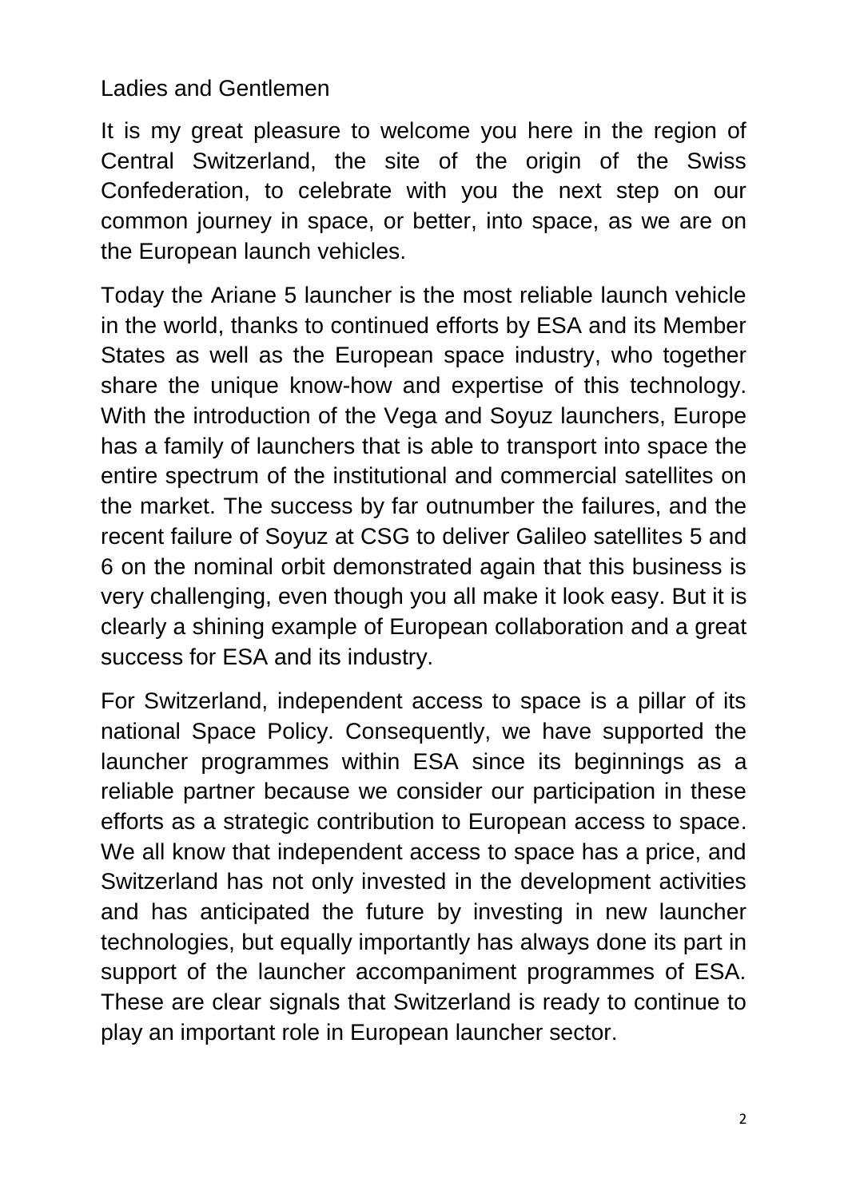Ladies and Gentlemen

It is my great pleasure to welcome you here in the region of Central Switzerland, the site of the origin of the Swiss Confederation, to celebrate with you the next step on our common journey in space, or better, into space, as we are on the European launch vehicles.

Today the Ariane 5 launcher is the most reliable launch vehicle in the world, thanks to continued efforts by ESA and its Member States as well as the European space industry, who together share the unique know-how and expertise of this technology. With the introduction of the Vega and Soyuz launchers, Europe has a family of launchers that is able to transport into space the entire spectrum of the institutional and commercial satellites on the market. The success by far outnumber the failures, and the recent failure of Soyuz at CSG to deliver Galileo satellites 5 and 6 on the nominal orbit demonstrated again that this business is very challenging, even though you all make it look easy. But it is clearly a shining example of European collaboration and a great success for ESA and its industry.

For Switzerland, independent access to space is a pillar of its national Space Policy. Consequently, we have supported the launcher programmes within ESA since its beginnings as a reliable partner because we consider our participation in these efforts as a strategic contribution to European access to space. We all know that independent access to space has a price, and Switzerland has not only invested in the development activities and has anticipated the future by investing in new launcher technologies, but equally importantly has always done its part in support of the launcher accompaniment programmes of ESA. These are clear signals that Switzerland is ready to continue to play an important role in European launcher sector.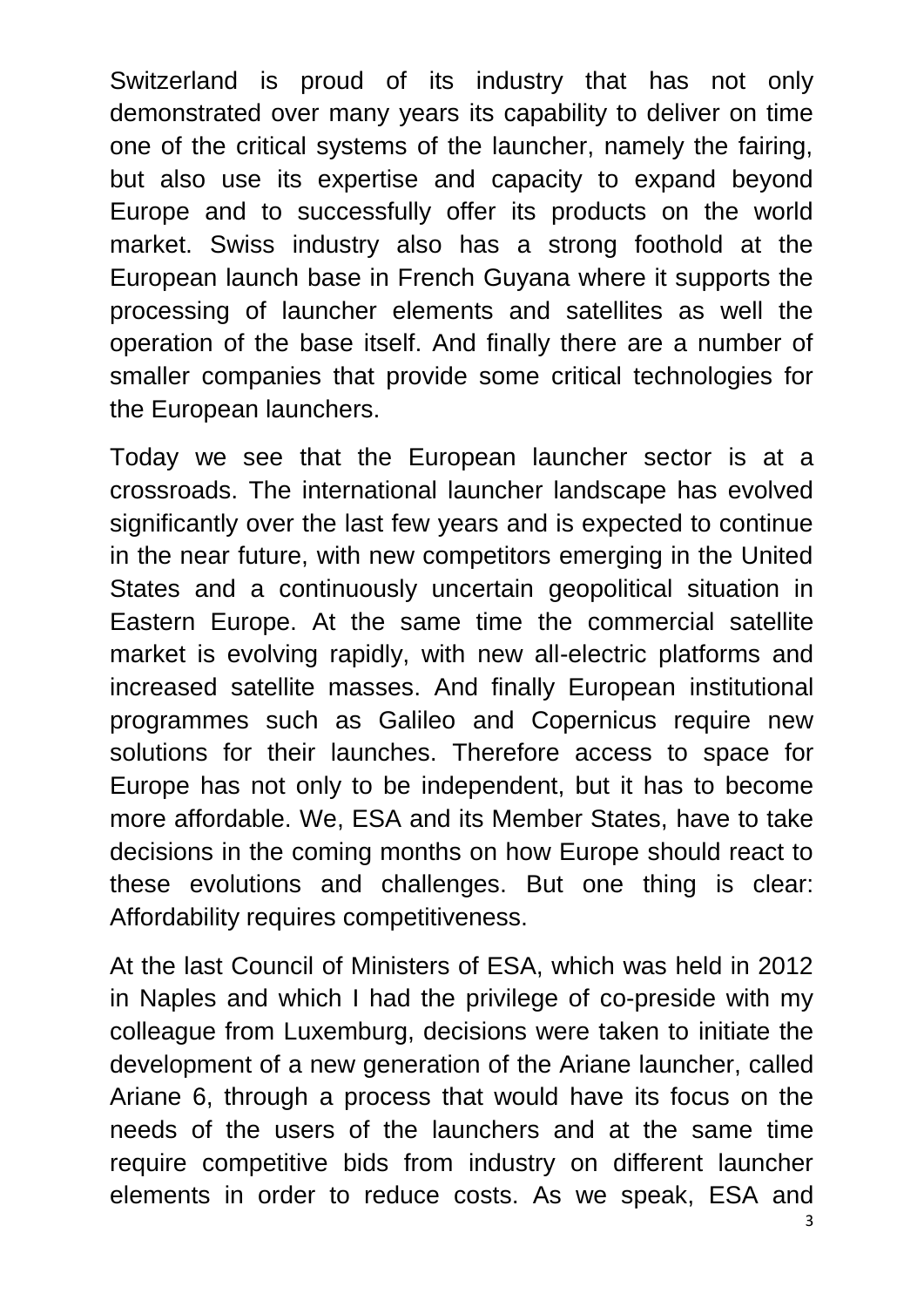Switzerland is proud of its industry that has not only demonstrated over many years its capability to deliver on time one of the critical systems of the launcher, namely the fairing, but also use its expertise and capacity to expand beyond Europe and to successfully offer its products on the world market. Swiss industry also has a strong foothold at the European launch base in French Guyana where it supports the processing of launcher elements and satellites as well the operation of the base itself. And finally there are a number of smaller companies that provide some critical technologies for the European launchers.

Today we see that the European launcher sector is at a crossroads. The international launcher landscape has evolved significantly over the last few years and is expected to continue in the near future, with new competitors emerging in the United States and a continuously uncertain geopolitical situation in Eastern Europe. At the same time the commercial satellite market is evolving rapidly, with new all-electric platforms and increased satellite masses. And finally European institutional programmes such as Galileo and Copernicus require new solutions for their launches. Therefore access to space for Europe has not only to be independent, but it has to become more affordable. We, ESA and its Member States, have to take decisions in the coming months on how Europe should react to these evolutions and challenges. But one thing is clear: Affordability requires competitiveness.

At the last Council of Ministers of ESA, which was held in 2012 in Naples and which I had the privilege of co-preside with my colleague from Luxemburg, decisions were taken to initiate the development of a new generation of the Ariane launcher, called Ariane 6, through a process that would have its focus on the needs of the users of the launchers and at the same time require competitive bids from industry on different launcher elements in order to reduce costs. As we speak, ESA and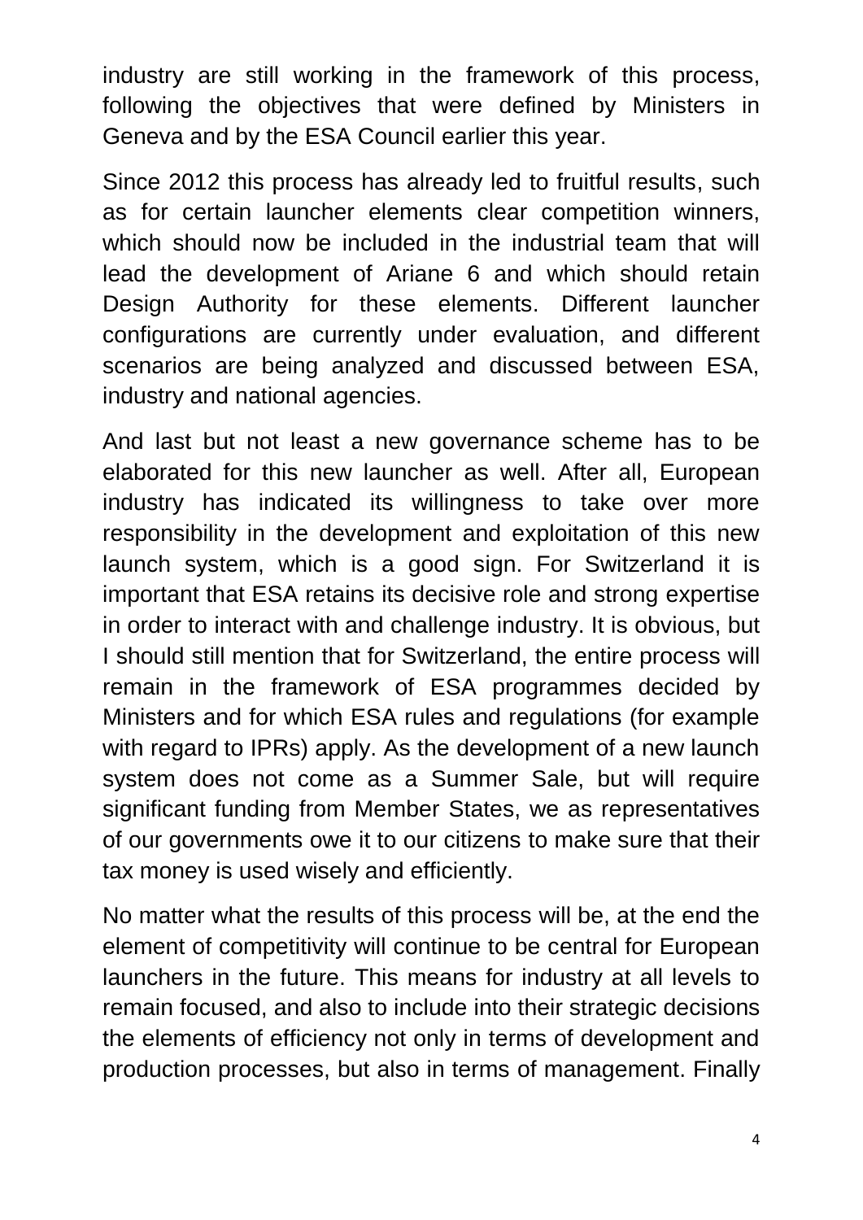industry are still working in the framework of this process, following the objectives that were defined by Ministers in Geneva and by the ESA Council earlier this year.

Since 2012 this process has already led to fruitful results, such as for certain launcher elements clear competition winners, which should now be included in the industrial team that will lead the development of Ariane 6 and which should retain Design Authority for these elements. Different launcher configurations are currently under evaluation, and different scenarios are being analyzed and discussed between ESA, industry and national agencies.

And last but not least a new governance scheme has to be elaborated for this new launcher as well. After all, European industry has indicated its willingness to take over more responsibility in the development and exploitation of this new launch system, which is a good sign. For Switzerland it is important that ESA retains its decisive role and strong expertise in order to interact with and challenge industry. It is obvious, but I should still mention that for Switzerland, the entire process will remain in the framework of ESA programmes decided by Ministers and for which ESA rules and regulations (for example with regard to IPRs) apply. As the development of a new launch system does not come as a Summer Sale, but will require significant funding from Member States, we as representatives of our governments owe it to our citizens to make sure that their tax money is used wisely and efficiently.

No matter what the results of this process will be, at the end the element of competitivity will continue to be central for European launchers in the future. This means for industry at all levels to remain focused, and also to include into their strategic decisions the elements of efficiency not only in terms of development and production processes, but also in terms of management. Finally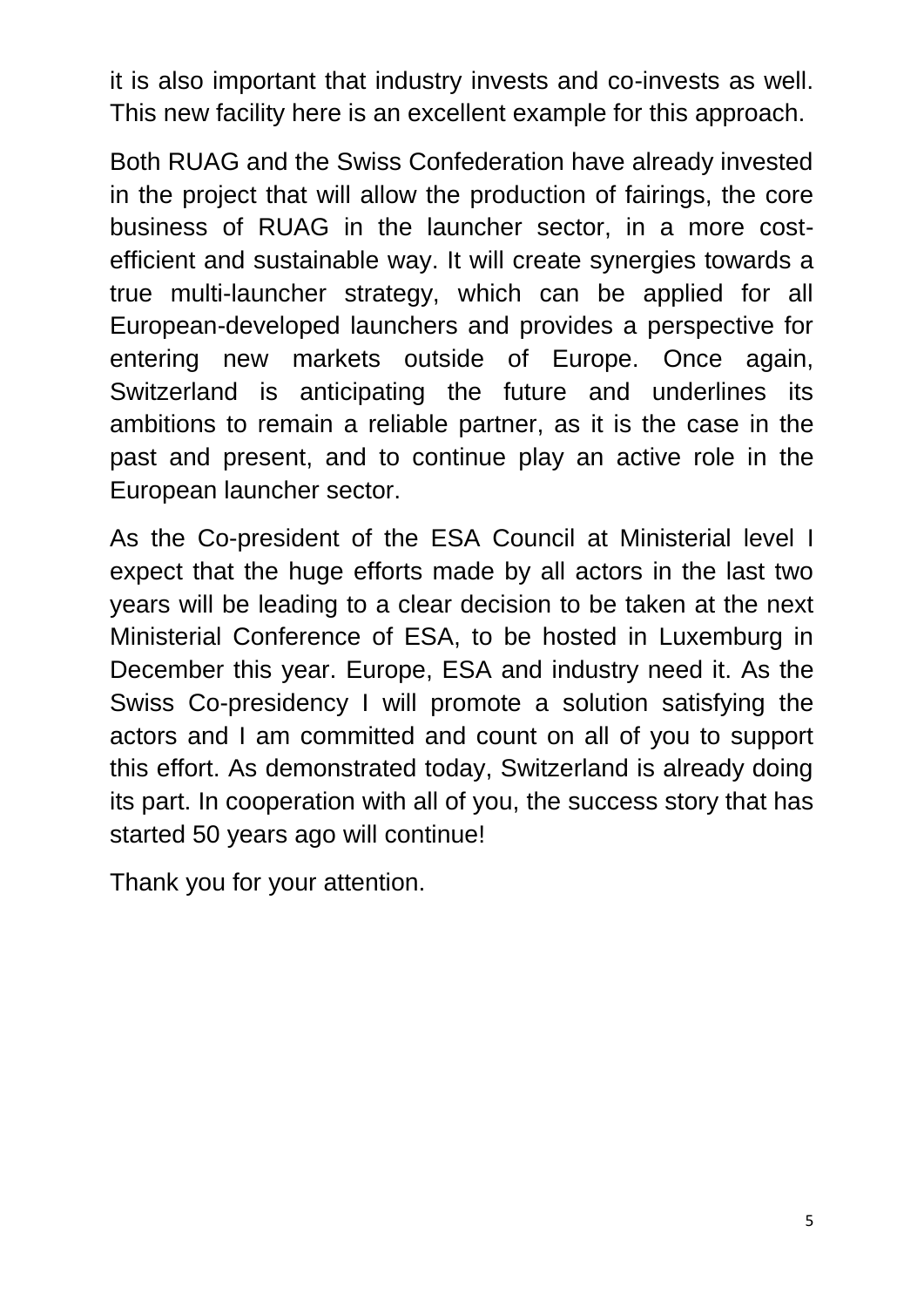it is also important that industry invests and co-invests as well. This new facility here is an excellent example for this approach.

Both RUAG and the Swiss Confederation have already invested in the project that will allow the production of fairings, the core business of RUAG in the launcher sector, in a more cost-efficient and sustainable way. It will create synergies towards a true multi-launcher strategy, which can be applied for all European-developed launchers and provides a perspective for entering new markets outside of Europe. Once again, Switzerland is anticipating the future and underlines its ambitions to remain a reliable partner, as it is the case in the past and present, and to continue play an active role in the European launcher sector.

As the Co-president of the ESA Council at Ministerial level I expect that the huge efforts made by all actors in the last two years will be leading to a clear decision to be taken at the next Ministerial Conference of ESA, to be hosted in Luxemburg in December this year. Europe, ESA and industry need it. As the Swiss Co-presidency I will promote a solution satisfying the actors and I am committed and count on all of you to support this effort. As demonstrated today, Switzerland is already doing its part. In cooperation with all of you, the success story that has started 50 years ago will continue!

Thank you for your attention.